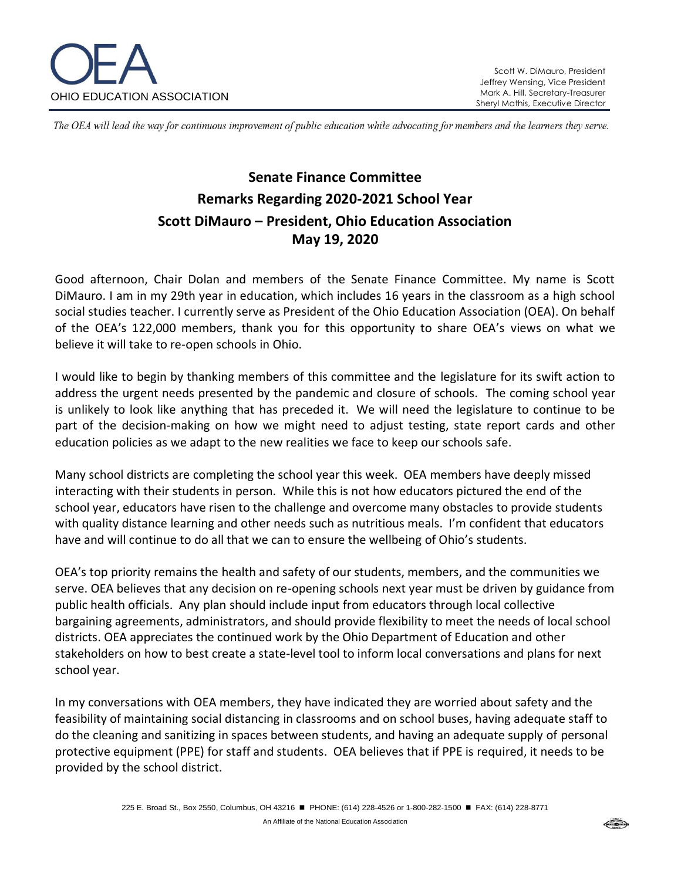# OEA

OHIO EDUCATION ASSOCIATION

Scott W. DiMauro, President
Jeffrey Wensing, Vice President
Mark A. Hill, Secretary-Treasurer
Sheryl Mathis, Executive Director

*The OEA will lead the way for continuous improvement of public education while advocating for members and the learners they serve.*

## Senate Finance Committee
## Remarks Regarding 2020-2021 School Year
## Scott DiMauro – President, Ohio Education Association
## May 19, 2020

Good afternoon, Chair Dolan and members of the Senate Finance Committee. My name is Scott DiMauro. I am in my 29th year in education, which includes 16 years in the classroom as a high school social studies teacher. I currently serve as President of the Ohio Education Association (OEA). On behalf of the OEA's 122,000 members, thank you for this opportunity to share OEA's views on what we believe it will take to re-open schools in Ohio.

I would like to begin by thanking members of this committee and the legislature for its swift action to address the urgent needs presented by the pandemic and closure of schools. The coming school year is unlikely to look like anything that has preceded it. We will need the legislature to continue to be part of the decision-making on how we might need to adjust testing, state report cards and other education policies as we adapt to the new realities we face to keep our schools safe.

Many school districts are completing the school year this week. OEA members have deeply missed interacting with their students in person. While this is not how educators pictured the end of the school year, educators have risen to the challenge and overcome many obstacles to provide students with quality distance learning and other needs such as nutritious meals. I'm confident that educators have and will continue to do all that we can to ensure the wellbeing of Ohio's students.

OEA's top priority remains the health and safety of our students, members, and the communities we serve. OEA believes that any decision on re-opening schools next year must be driven by guidance from public health officials. Any plan should include input from educators through local collective bargaining agreements, administrators, and should provide flexibility to meet the needs of local school districts. OEA appreciates the continued work by the Ohio Department of Education and other stakeholders on how to best create a state-level tool to inform local conversations and plans for next school year.

In my conversations with OEA members, they have indicated they are worried about safety and the feasibility of maintaining social distancing in classrooms and on school buses, having adequate staff to do the cleaning and sanitizing in spaces between students, and having an adequate supply of personal protective equipment (PPE) for staff and students. OEA believes that if PPE is required, it needs to be provided by the school district.

225 E. Broad St., Box 2550, Columbus, OH 43216 ■ PHONE: (614) 228-4526 or 1-800-282-1500 ■ FAX: (614) 228-8771

An Affiliate of the National Education Association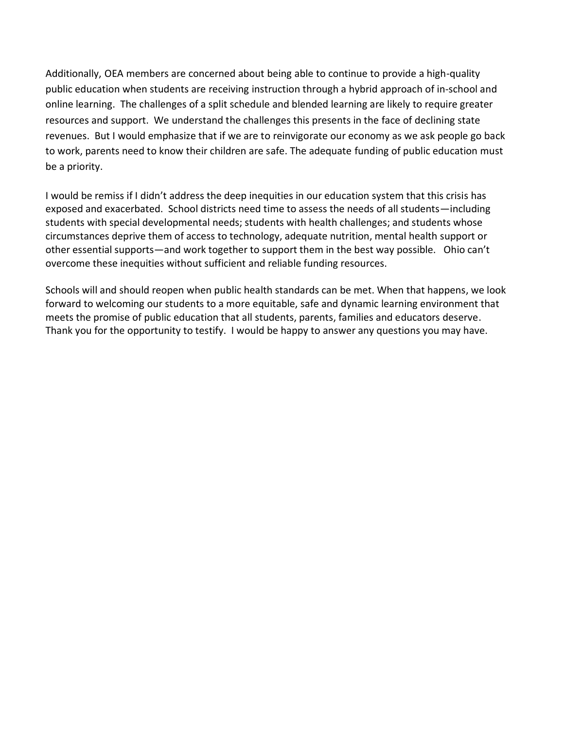Additionally, OEA members are concerned about being able to continue to provide a high-quality public education when students are receiving instruction through a hybrid approach of in-school and online learning. The challenges of a split schedule and blended learning are likely to require greater resources and support. We understand the challenges this presents in the face of declining state revenues. But I would emphasize that if we are to reinvigorate our economy as we ask people go back to work, parents need to know their children are safe. The adequate funding of public education must be a priority.

I would be remiss if I didn't address the deep inequities in our education system that this crisis has exposed and exacerbated. School districts need time to assess the needs of all students—including students with special developmental needs; students with health challenges; and students whose circumstances deprive them of access to technology, adequate nutrition, mental health support or other essential supports—and work together to support them in the best way possible. Ohio can't overcome these inequities without sufficient and reliable funding resources.

Schools will and should reopen when public health standards can be met. When that happens, we look forward to welcoming our students to a more equitable, safe and dynamic learning environment that meets the promise of public education that all students, parents, families and educators deserve. Thank you for the opportunity to testify. I would be happy to answer any questions you may have.